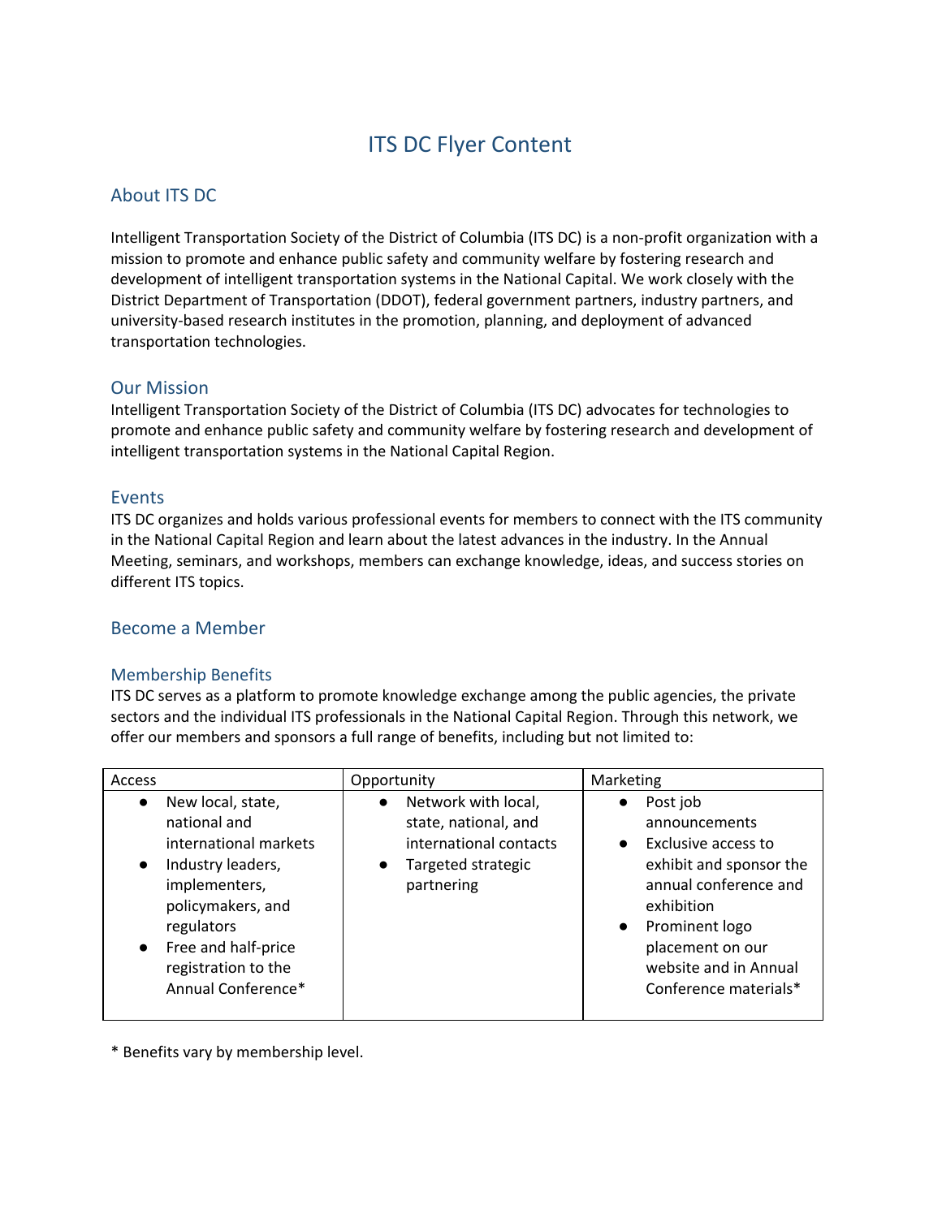# ITS DC Flyer Content

## About ITS DC

Intelligent Transportation Society of the District of Columbia (ITS DC) is a non-profit organization with a mission to promote and enhance public safety and community welfare by fostering research and development of intelligent transportation systems in the National Capital. We work closely with the District Department of Transportation (DDOT), federal government partners, industry partners, and university-based research institutes in the promotion, planning, and deployment of advanced transportation technologies.

## Our Mission

Intelligent Transportation Society of the District of Columbia (ITS DC) advocates for technologies to promote and enhance public safety and community welfare by fostering research and development of intelligent transportation systems in the National Capital Region.

## Events

ITS DC organizes and holds various professional events for members to connect with the ITS community in the National Capital Region and learn about the latest advances in the industry. In the Annual Meeting, seminars, and workshops, members can exchange knowledge, ideas, and success stories on different ITS topics.

## Become a Member

### Membership Benefits

ITS DC serves as a platform to promote knowledge exchange among the public agencies, the private sectors and the individual ITS professionals in the National Capital Region. Through this network, we offer our members and sponsors a full range of benefits, including but not limited to:

| Access | Opportunity | Marketing |
|---|---|---|
| • New local, state, national and international markets<br>• Industry leaders, implementers, policymakers, and regulators<br>• Free and half-price registration to the Annual Conference* | • Network with local, state, national, and international contacts<br>• Targeted strategic partnering | • Post job announcements<br>• Exclusive access to exhibit and sponsor the annual conference and exhibition<br>• Prominent logo placement on our website and in Annual Conference materials* |

* Benefits vary by membership level.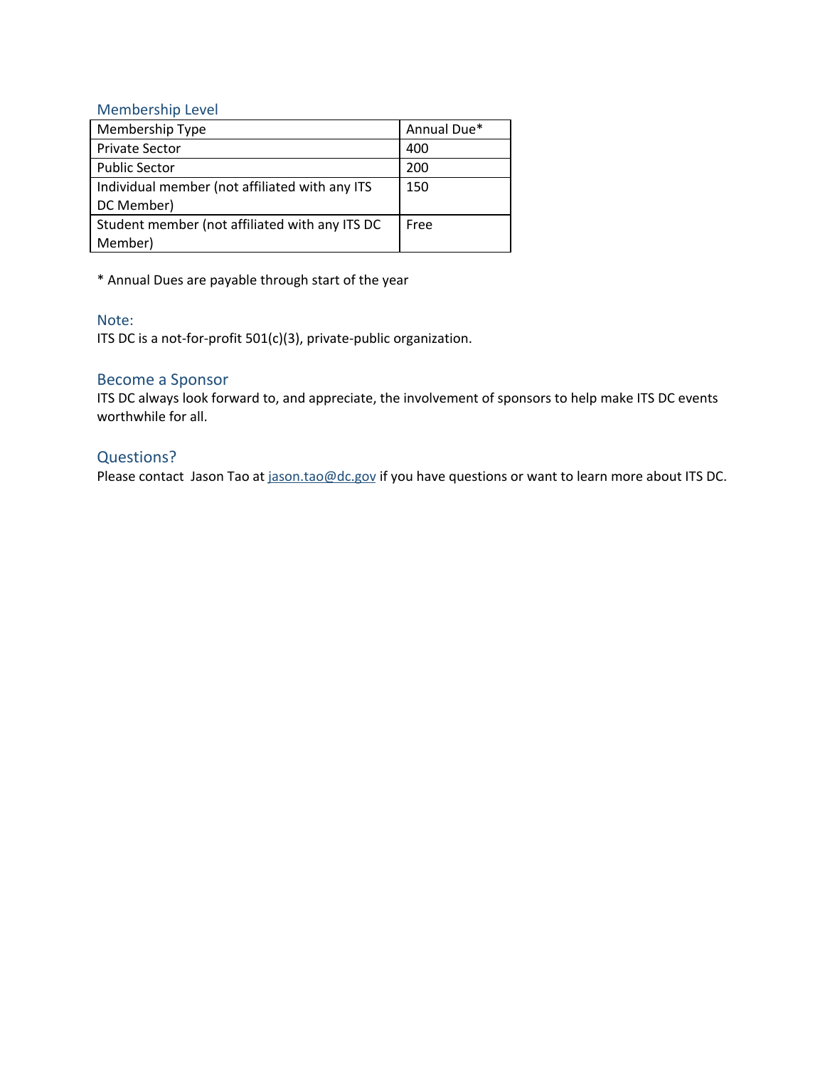## Membership Level

| Membership Type | Annual Due* |
|---|---|
| Private Sector | 400 |
| Public Sector | 200 |
| Individual member (not affiliated with any ITS DC Member) | 150 |
| Student member (not affiliated with any ITS DC Member) | Free |

* Annual Dues are payable through start of the year

## Note:

ITS DC is a not-for-profit 501(c)(3), private-public organization.

## Become a Sponsor

ITS DC always look forward to, and appreciate, the involvement of sponsors to help make ITS DC events worthwhile for all.

## Questions?

Please contact Jason Tao at jason.tao@dc.gov if you have questions or want to learn more about ITS DC.